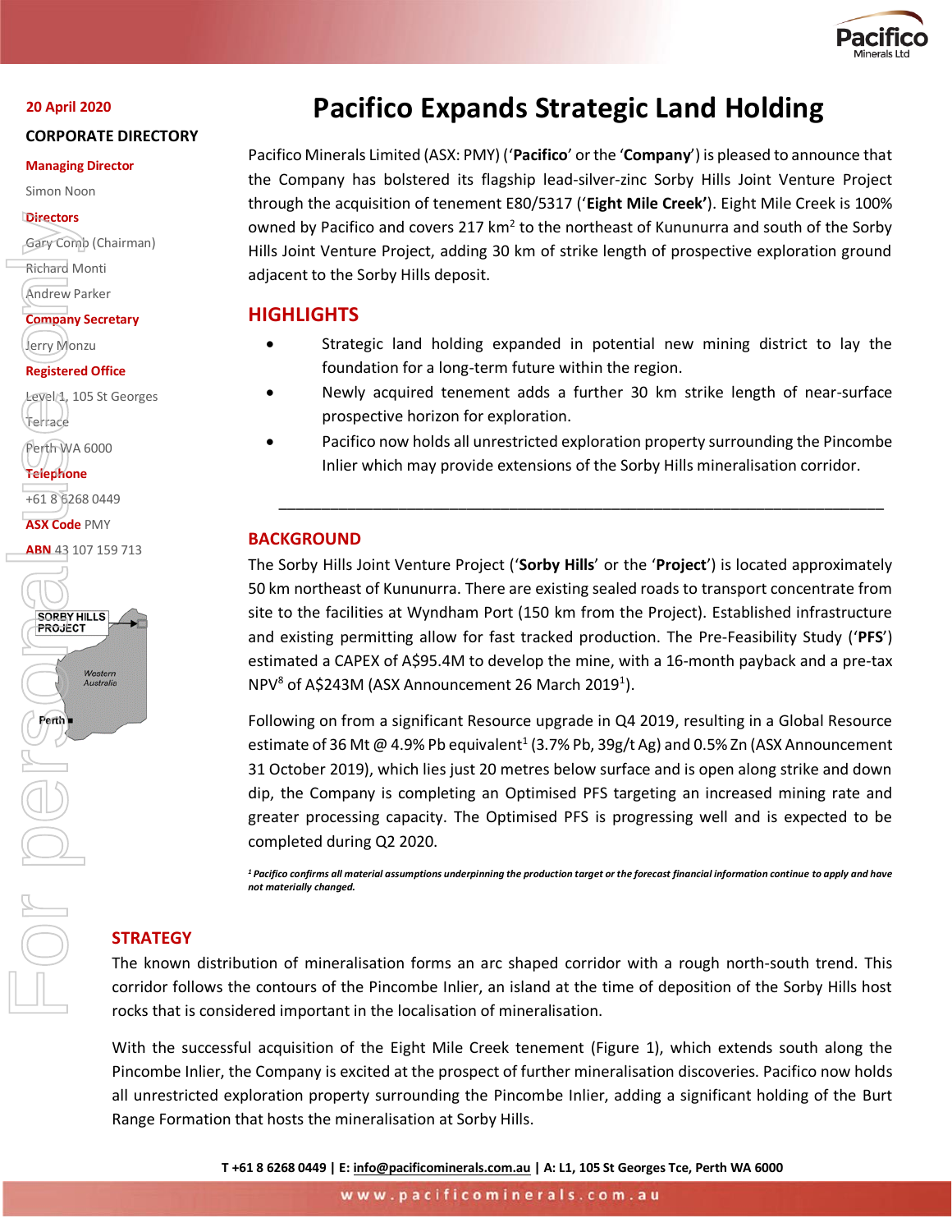20 April 2020

**CORPORATE DIRECTORY**

**Managing Director**
Simon Noon

**Directors**
Gary Comb (Chairman)
Richard Monti
Andrew Parker

**Company Secretary**
Jerry Monzu

**Registered Office**
Level 1, 105 St Georges Terrace
Perth WA 6000

**Telephone**
+61 8 6268 0449

**ASX Code** PMY

**ABN** 43 107 159 713

# Pacifico Expands Strategic Land Holding

Pacifico Minerals Limited (ASX: PMY) ('**Pacifico**' or the '**Company**') is pleased to announce that the Company has bolstered its flagship lead-silver-zinc Sorby Hills Joint Venture Project through the acquisition of tenement E80/5317 ('**Eight Mile Creek'**). Eight Mile Creek is 100% owned by Pacifico and covers 217 km$^2$ to the northeast of Kununurra and south of the Sorby Hills Joint Venture Project, adding 30 km of strike length of prospective exploration ground adjacent to the Sorby Hills deposit.

## HIGHLIGHTS

- Strategic land holding expanded in potential new mining district to lay the foundation for a long-term future within the region.
- Newly acquired tenement adds a further 30 km strike length of near-surface prospective horizon for exploration.
- Pacifico now holds all unrestricted exploration property surrounding the Pincombe Inlier which may provide extensions of the Sorby Hills mineralisation corridor.

---

## BACKGROUND

The Sorby Hills Joint Venture Project ('**Sorby Hills**' or the '**Project**') is located approximately 50 km northeast of Kununurra. There are existing sealed roads to transport concentrate from site to the facilities at Wyndham Port (150 km from the Project). Established infrastructure and existing permitting allow for fast tracked production. The Pre-Feasibility Study ('**PFS**') estimated a CAPEX of A$95.4M to develop the mine, with a 16-month payback and a pre-tax NPV[8] of A$243M (ASX Announcement 26 March 2019[1]).

Following on from a significant Resource upgrade in Q4 2019, resulting in a Global Resource estimate of 36 Mt @ 4.9% Pb equivalent[1] (3.7% Pb, 39g/t Ag) and 0.5% Zn (ASX Announcement 31 October 2019), which lies just 20 metres below surface and is open along strike and down dip, the Company is completing an Optimised PFS targeting an increased mining rate and greater processing capacity. The Optimised PFS is progressing well and is expected to be completed during Q2 2020.

*[1] Pacifico confirms all material assumptions underpinning the production target or the forecast financial information continue to apply and have not materially changed.*

## STRATEGY

The known distribution of mineralisation forms an arc shaped corridor with a rough north-south trend. This corridor follows the contours of the Pincombe Inlier, an island at the time of deposition of the Sorby Hills host rocks that is considered important in the localisation of mineralisation.

With the successful acquisition of the Eight Mile Creek tenement (Figure 1), which extends south along the Pincombe Inlier, the Company is excited at the prospect of further mineralisation discoveries. Pacifico now holds all unrestricted exploration property surrounding the Pincombe Inlier, adding a significant holding of the Burt Range Formation that hosts the mineralisation at Sorby Hills.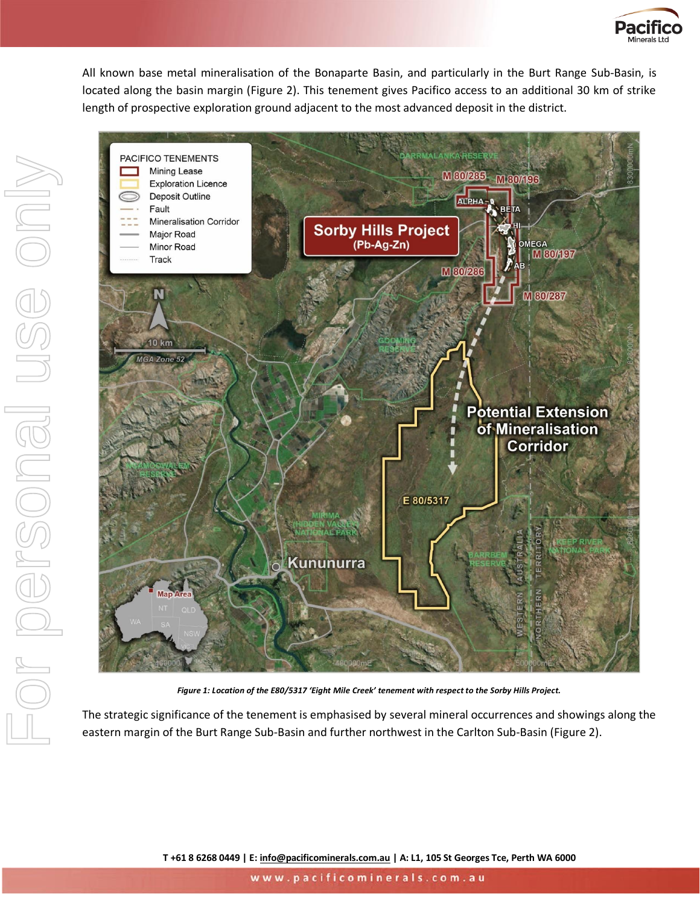All known base metal mineralisation of the Bonaparte Basin, and particularly in the Burt Range Sub-Basin, is located along the basin margin (Figure 2). This tenement gives Pacifico access to an additional 30 km of strike length of prospective exploration ground adjacent to the most advanced deposit in the district.

*Figure 1: Location of the E80/5317 'Eight Mile Creek' tenement with respect to the Sorby Hills Project.*

The strategic significance of the tenement is emphasised by several mineral occurrences and showings along the eastern margin of the Burt Range Sub-Basin and further northwest in the Carlton Sub-Basin (Figure 2).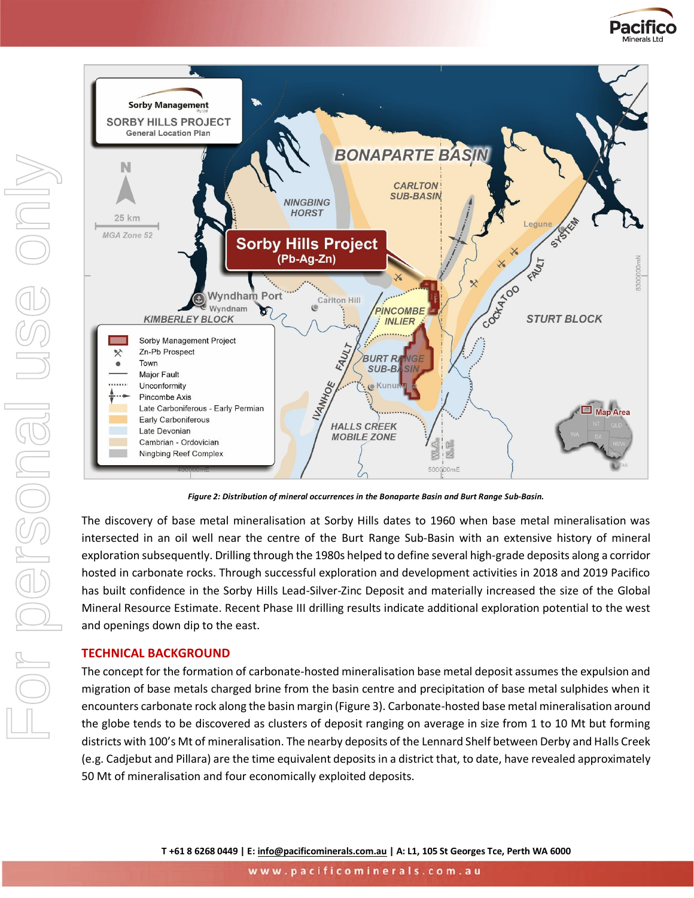*Figure 2: Distribution of mineral occurrences in the Bonaparte Basin and Burt Range Sub-Basin.*

The discovery of base metal mineralisation at Sorby Hills dates to 1960 when base metal mineralisation was intersected in an oil well near the centre of the Burt Range Sub-Basin with an extensive history of mineral exploration subsequently. Drilling through the 1980s helped to define several high-grade deposits along a corridor hosted in carbonate rocks. Through successful exploration and development activities in 2018 and 2019 Pacifico has built confidence in the Sorby Hills Lead-Silver-Zinc Deposit and materially increased the size of the Global Mineral Resource Estimate. Recent Phase III drilling results indicate additional exploration potential to the west and openings down dip to the east.

## TECHNICAL BACKGROUND

The concept for the formation of carbonate-hosted mineralisation base metal deposit assumes the expulsion and migration of base metals charged brine from the basin centre and precipitation of base metal sulphides when it encounters carbonate rock along the basin margin (Figure 3). Carbonate-hosted base metal mineralisation around the globe tends to be discovered as clusters of deposit ranging on average in size from 1 to 10 Mt but forming districts with 100's Mt of mineralisation. The nearby deposits of the Lennard Shelf between Derby and Halls Creek (e.g. Cadjebut and Pillara) are the time equivalent deposits in a district that, to date, have revealed approximately 50 Mt of mineralisation and four economically exploited deposits.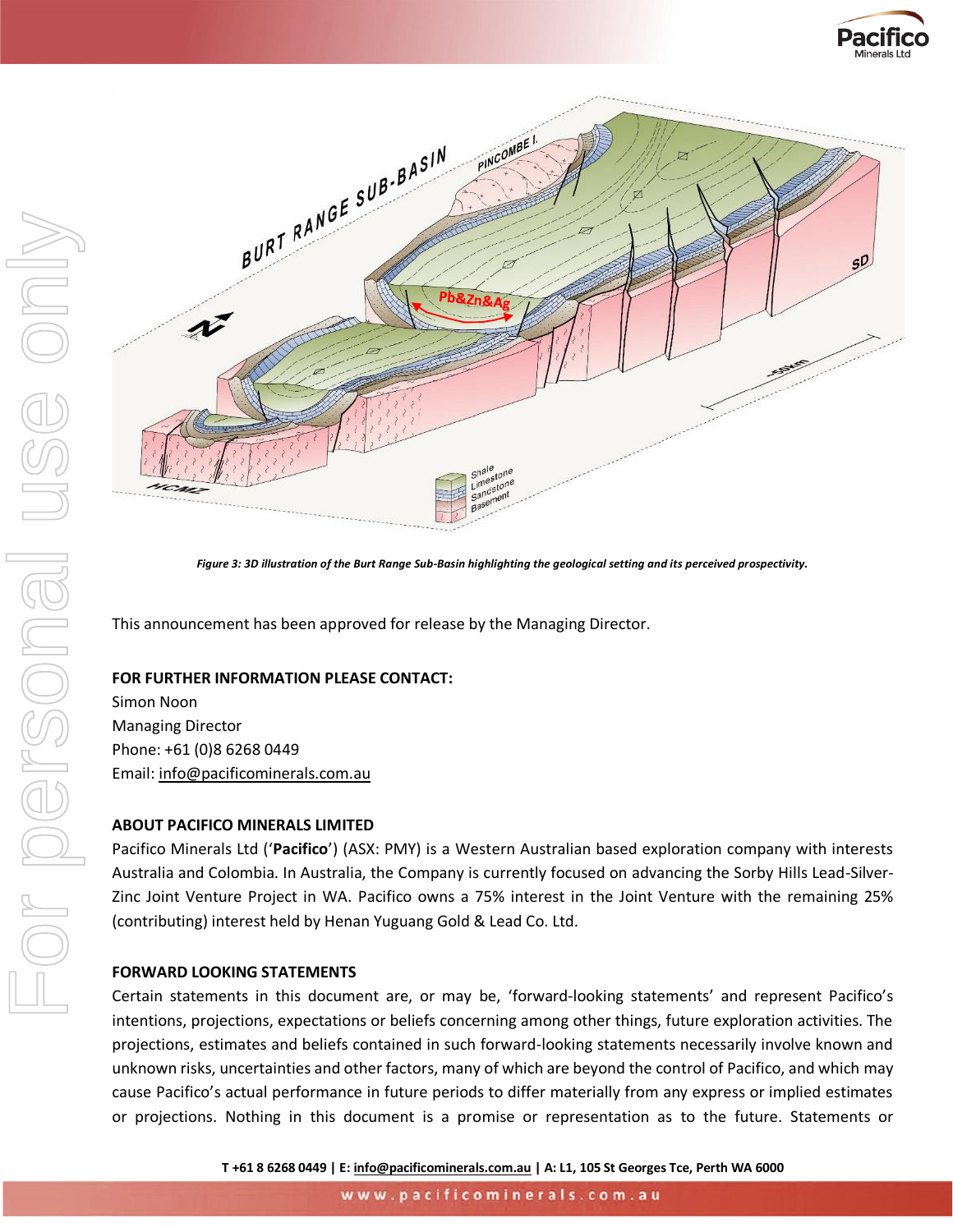*Figure 3: 3D illustration of the Burt Range Sub-Basin highlighting the geological setting and its perceived prospectivity.*

This announcement has been approved for release by the Managing Director.

**FOR FURTHER INFORMATION PLEASE CONTACT:**
Simon Noon
Managing Director
Phone: +61 (0)8 6268 0449
Email: info@pacificominerals.com.au

**ABOUT PACIFICO MINERALS LIMITED**

Pacifico Minerals Ltd ('**Pacifico**') (ASX: PMY) is a Western Australian based exploration company with interests Australia and Colombia. In Australia, the Company is currently focused on advancing the Sorby Hills Lead-Silver-Zinc Joint Venture Project in WA. Pacifico owns a 75% interest in the Joint Venture with the remaining 25% (contributing) interest held by Henan Yuguang Gold & Lead Co. Ltd.

**FORWARD LOOKING STATEMENTS**

Certain statements in this document are, or may be, 'forward-looking statements' and represent Pacifico's intentions, projections, expectations or beliefs concerning among other things, future exploration activities. The projections, estimates and beliefs contained in such forward-looking statements necessarily involve known and unknown risks, uncertainties and other factors, many of which are beyond the control of Pacifico, and which may cause Pacifico's actual performance in future periods to differ materially from any express or implied estimates or projections. Nothing in this document is a promise or representation as to the future. Statements or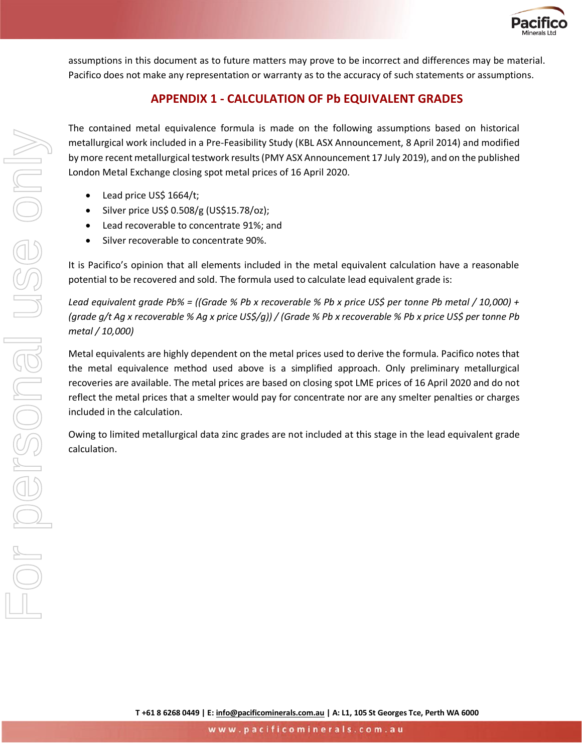assumptions in this document as to future matters may prove to be incorrect and differences may be material. Pacifico does not make any representation or warranty as to the accuracy of such statements or assumptions.

## APPENDIX 1 - CALCULATION OF Pb EQUIVALENT GRADES

The contained metal equivalence formula is made on the following assumptions based on historical metallurgical work included in a Pre-Feasibility Study (KBL ASX Announcement, 8 April 2014) and modified by more recent metallurgical testwork results (PMY ASX Announcement 17 July 2019), and on the published London Metal Exchange closing spot metal prices of 16 April 2020.

- Lead price US$ 1664/t;
- Silver price US$ 0.508/g (US$15.78/oz);
- Lead recoverable to concentrate 91%; and
- Silver recoverable to concentrate 90%.

It is Pacifico's opinion that all elements included in the metal equivalent calculation have a reasonable potential to be recovered and sold. The formula used to calculate lead equivalent grade is:

*Lead equivalent grade Pb% = ((Grade % Pb x recoverable % Pb x price US$ per tonne Pb metal / 10,000) + (grade g/t Ag x recoverable % Ag x price US$/g)) / (Grade % Pb x recoverable % Pb x price US$ per tonne Pb metal / 10,000)*

Metal equivalents are highly dependent on the metal prices used to derive the formula. Pacifico notes that the metal equivalence method used above is a simplified approach. Only preliminary metallurgical recoveries are available. The metal prices are based on closing spot LME prices of 16 April 2020 and do not reflect the metal prices that a smelter would pay for concentrate nor are any smelter penalties or charges included in the calculation.

Owing to limited metallurgical data zinc grades are not included at this stage in the lead equivalent grade calculation.